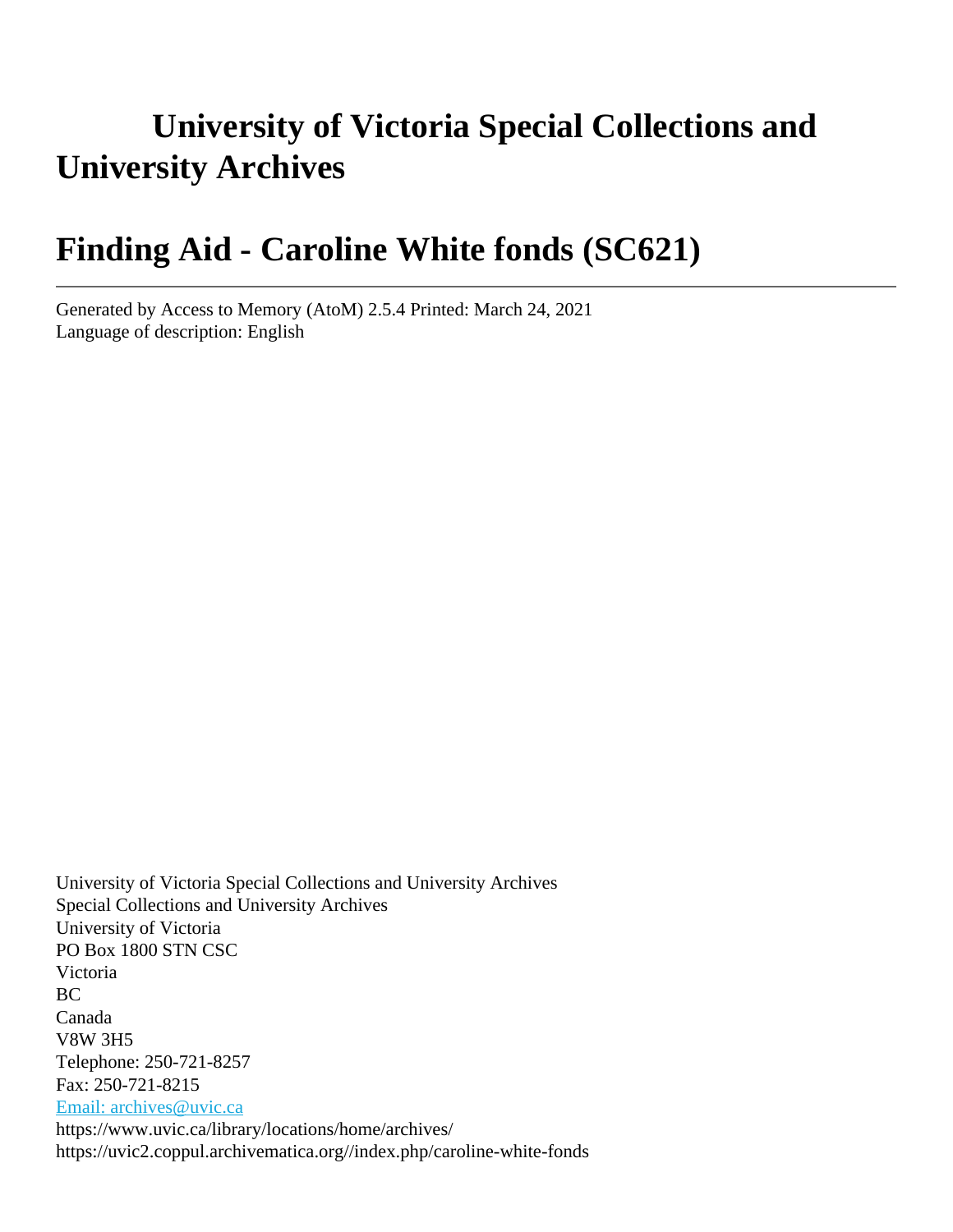# University of Victoria Special Collections and University Archives

# Finding Aid - Caroline White fonds (SC621)

---

Generated by Access to Memory (AtoM) 2.5.4 Printed: March 24, 2021
Language of description: English

University of Victoria Special Collections and University Archives
Special Collections and University Archives
University of Victoria
PO Box 1800 STN CSC
Victoria
BC
Canada
V8W 3H5
Telephone: 250-721-8257
Fax: 250-721-8215
Email: archives@uvic.ca
https://www.uvic.ca/library/locations/home/archives/
https://uvic2.coppul.archivematica.org//index.php/caroline-white-fonds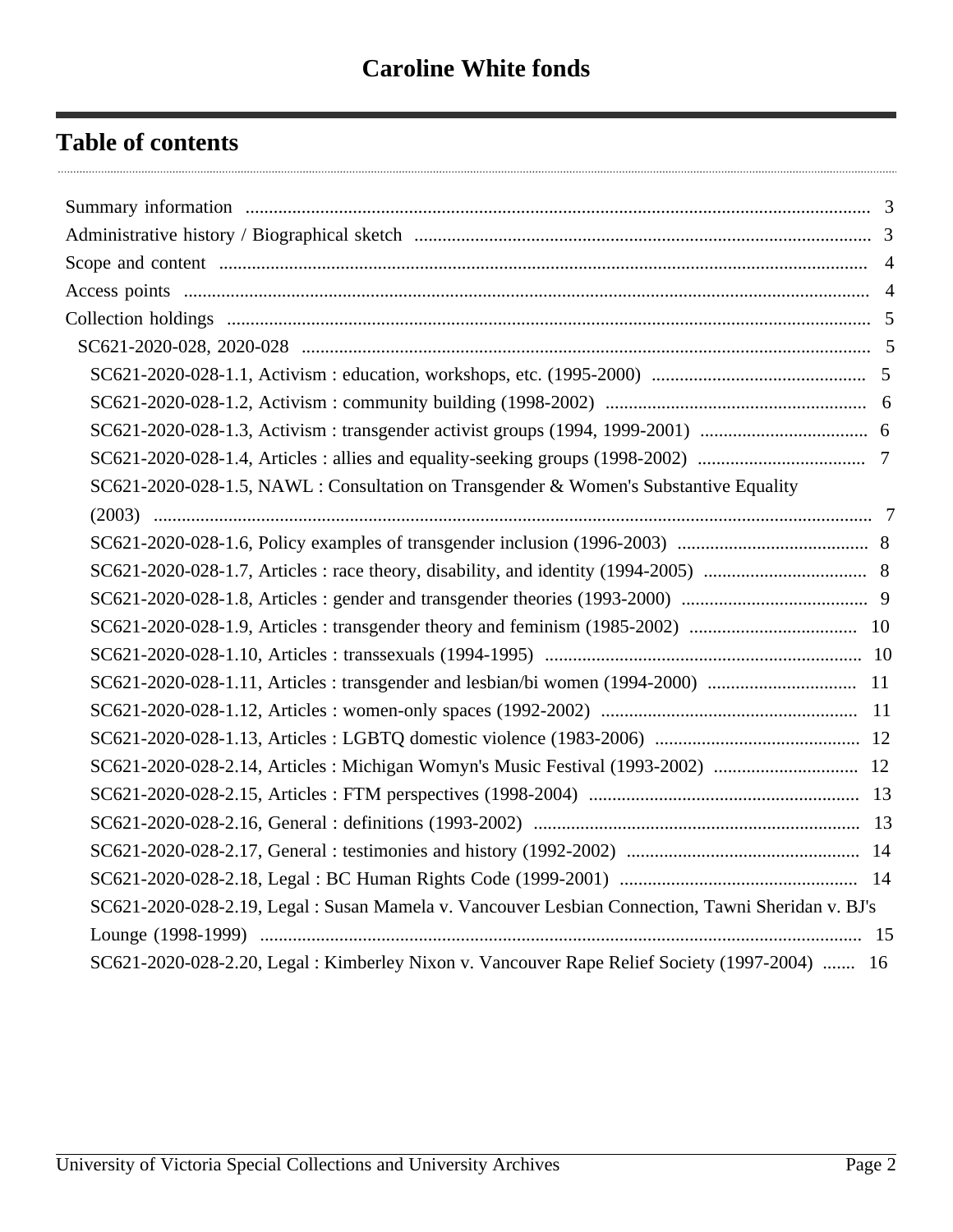# Caroline White fonds

## Table of contents

- Summary information ..... 3
- Administrative history / Biographical sketch ..... 3
- Scope and content ..... 4
- Access points ..... 4
- Collection holdings ..... 5
  - SC621-2020-028, 2020-028 ..... 5
    - SC621-2020-028-1.1, Activism : education, workshops, etc. (1995-2000) ..... 5
    - SC621-2020-028-1.2, Activism : community building (1998-2002) ..... 6
    - SC621-2020-028-1.3, Activism : transgender activist groups (1994, 1999-2001) ..... 6
    - SC621-2020-028-1.4, Articles : allies and equality-seeking groups (1998-2002) ..... 7
    - SC621-2020-028-1.5, NAWL : Consultation on Transgender & Women's Substantive Equality (2003) ..... 7
    - SC621-2020-028-1.6, Policy examples of transgender inclusion (1996-2003) ..... 8
    - SC621-2020-028-1.7, Articles : race theory, disability, and identity (1994-2005) ..... 8
    - SC621-2020-028-1.8, Articles : gender and transgender theories (1993-2000) ..... 9
    - SC621-2020-028-1.9, Articles : transgender theory and feminism (1985-2002) ..... 10
    - SC621-2020-028-1.10, Articles : transsexuals (1994-1995) ..... 10
    - SC621-2020-028-1.11, Articles : transgender and lesbian/bi women (1994-2000) ..... 11
    - SC621-2020-028-1.12, Articles : women-only spaces (1992-2002) ..... 11
    - SC621-2020-028-1.13, Articles : LGBTQ domestic violence (1983-2006) ..... 12
    - SC621-2020-028-2.14, Articles : Michigan Womyn's Music Festival (1993-2002) ..... 12
    - SC621-2020-028-2.15, Articles : FTM perspectives (1998-2004) ..... 13
    - SC621-2020-028-2.16, General : definitions (1993-2002) ..... 13
    - SC621-2020-028-2.17, General : testimonies and history (1992-2002) ..... 14
    - SC621-2020-028-2.18, Legal : BC Human Rights Code (1999-2001) ..... 14
    - SC621-2020-028-2.19, Legal : Susan Mamela v. Vancouver Lesbian Connection, Tawni Sheridan v. BJ's Lounge (1998-1999) ..... 15
    - SC621-2020-028-2.20, Legal : Kimberley Nixon v. Vancouver Rape Relief Society (1997-2004) ..... 16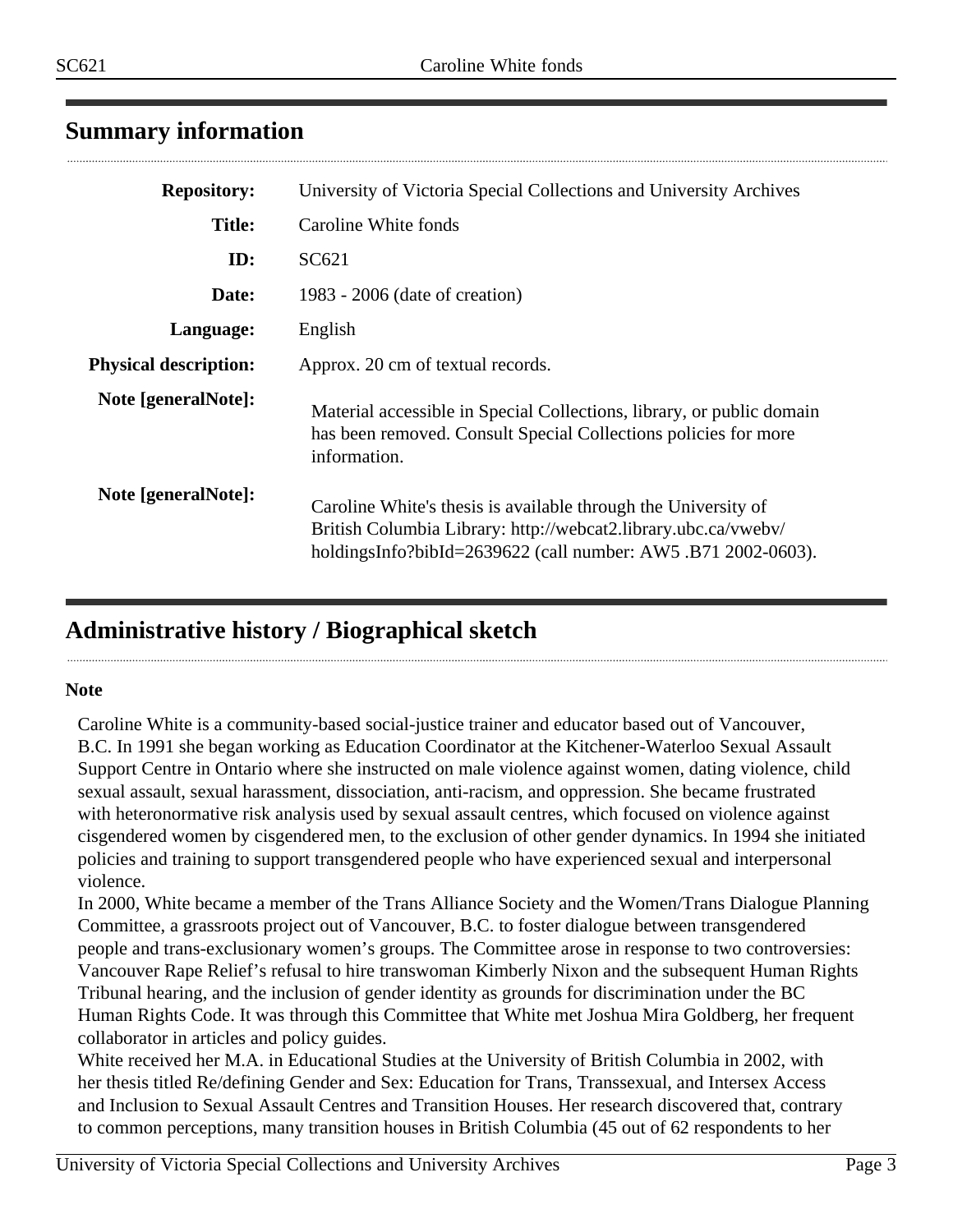## Summary information

| | |
|---|---|
| **Repository:** | University of Victoria Special Collections and University Archives |
| **Title:** | Caroline White fonds |
| **ID:** | SC621 |
| **Date:** | 1983 - 2006 (date of creation) |
| **Language:** | English |
| **Physical description:** | Approx. 20 cm of textual records. |
| **Note [generalNote]:** | Material accessible in Special Collections, library, or public domain has been removed. Consult Special Collections policies for more information. |
| **Note [generalNote]:** | Caroline White's thesis is available through the University of British Columbia Library: http://webcat2.library.ubc.ca/vwebv/holdingsInfo?bibId=2639622 (call number: AW5 .B71 2002-0603). |

## Administrative history / Biographical sketch

**Note**

Caroline White is a community-based social-justice trainer and educator based out of Vancouver, B.C. In 1991 she began working as Education Coordinator at the Kitchener-Waterloo Sexual Assault Support Centre in Ontario where she instructed on male violence against women, dating violence, child sexual assault, sexual harassment, dissociation, anti-racism, and oppression. She became frustrated with heteronormative risk analysis used by sexual assault centres, which focused on violence against cisgendered women by cisgendered men, to the exclusion of other gender dynamics. In 1994 she initiated policies and training to support transgendered people who have experienced sexual and interpersonal violence.

In 2000, White became a member of the Trans Alliance Society and the Women/Trans Dialogue Planning Committee, a grassroots project out of Vancouver, B.C. to foster dialogue between transgendered people and trans-exclusionary women's groups. The Committee arose in response to two controversies: Vancouver Rape Relief's refusal to hire transwoman Kimberly Nixon and the subsequent Human Rights Tribunal hearing, and the inclusion of gender identity as grounds for discrimination under the BC Human Rights Code. It was through this Committee that White met Joshua Mira Goldberg, her frequent collaborator in articles and policy guides.

White received her M.A. in Educational Studies at the University of British Columbia in 2002, with her thesis titled Re/defining Gender and Sex: Education for Trans, Transsexual, and Intersex Access and Inclusion to Sexual Assault Centres and Transition Houses. Her research discovered that, contrary to common perceptions, many transition houses in British Columbia (45 out of 62 respondents to her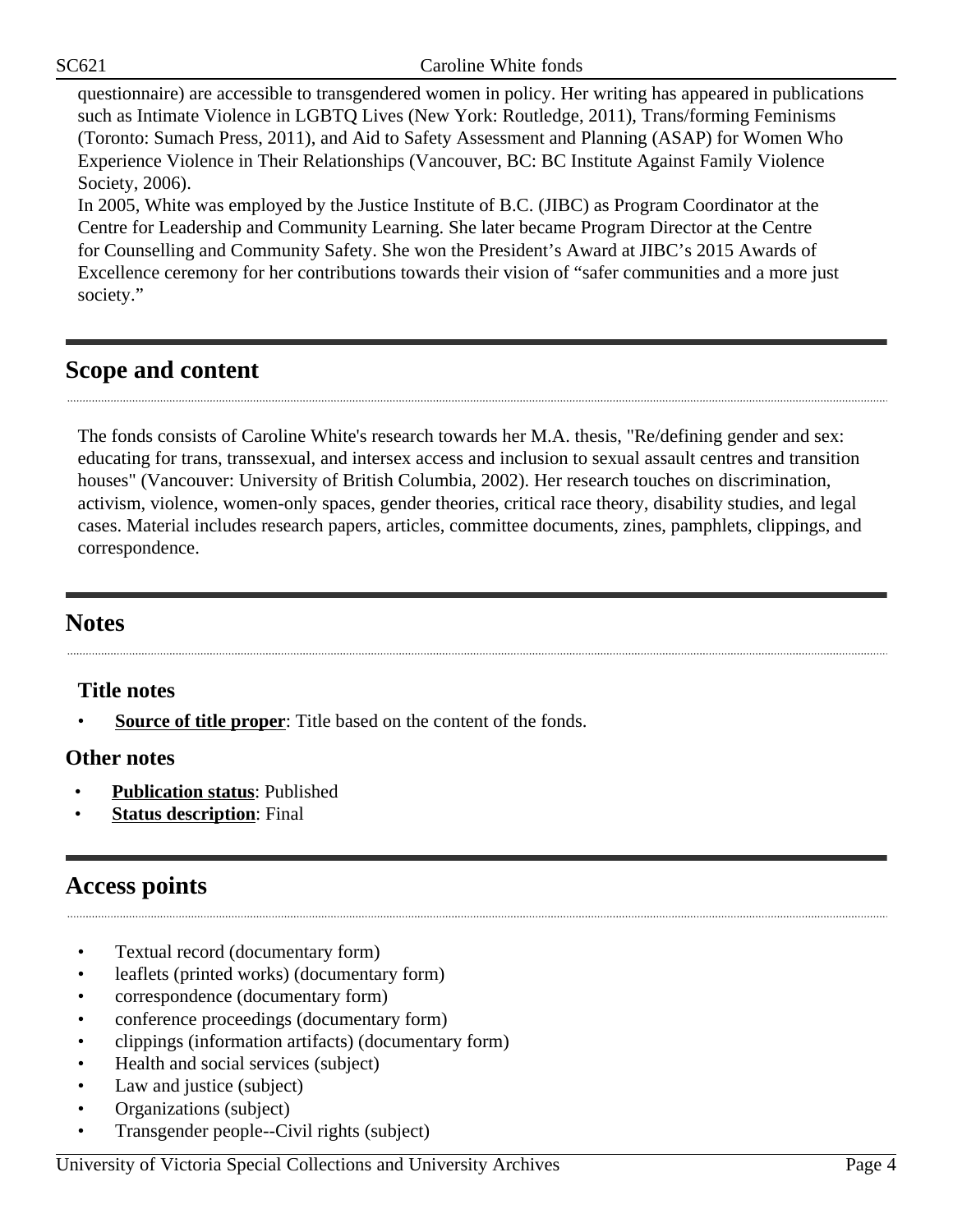questionnaire) are accessible to transgendered women in policy. Her writing has appeared in publications such as Intimate Violence in LGBTQ Lives (New York: Routledge, 2011), Trans/forming Feminisms (Toronto: Sumach Press, 2011), and Aid to Safety Assessment and Planning (ASAP) for Women Who Experience Violence in Their Relationships (Vancouver, BC: BC Institute Against Family Violence Society, 2006).

In 2005, White was employed by the Justice Institute of B.C. (JIBC) as Program Coordinator at the Centre for Leadership and Community Learning. She later became Program Director at the Centre for Counselling and Community Safety. She won the President's Award at JIBC's 2015 Awards of Excellence ceremony for her contributions towards their vision of "safer communities and a more just society."

## Scope and content

The fonds consists of Caroline White's research towards her M.A. thesis, "Re/defining gender and sex: educating for trans, transsexual, and intersex access and inclusion to sexual assault centres and transition houses" (Vancouver: University of British Columbia, 2002). Her research touches on discrimination, activism, violence, women-only spaces, gender theories, critical race theory, disability studies, and legal cases. Material includes research papers, articles, committee documents, zines, pamphlets, clippings, and correspondence.

## Notes

### Title notes

- **Source of title proper**: Title based on the content of the fonds.

### Other notes

- **Publication status**: Published
- **Status description**: Final

## Access points

- Textual record (documentary form)
- leaflets (printed works) (documentary form)
- correspondence (documentary form)
- conference proceedings (documentary form)
- clippings (information artifacts) (documentary form)
- Health and social services (subject)
- Law and justice (subject)
- Organizations (subject)
- Transgender people--Civil rights (subject)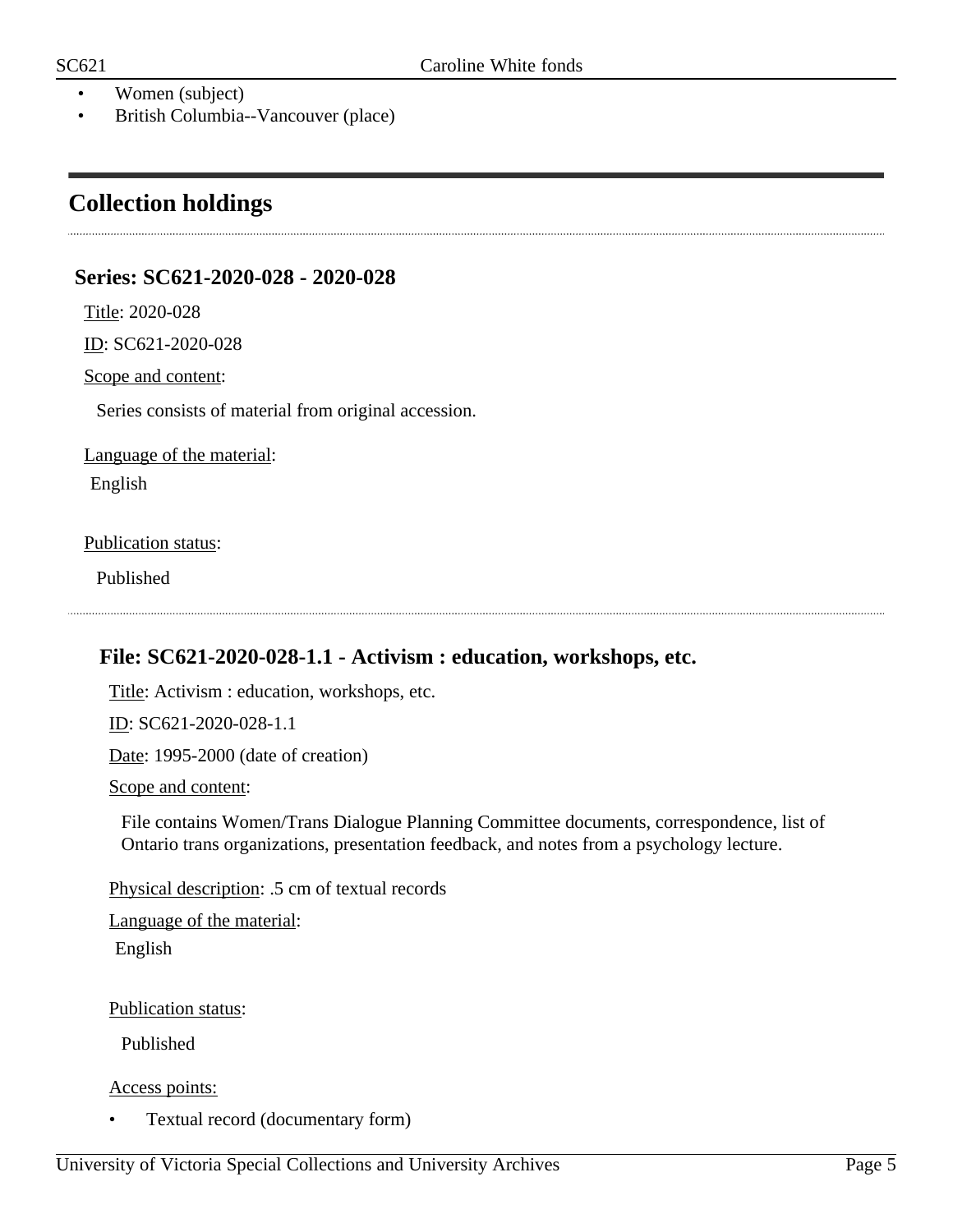- Women (subject)
- British Columbia--Vancouver (place)

## Collection holdings

### Series: SC621-2020-028 - 2020-028

Title: 2020-028

ID: SC621-2020-028

Scope and content:

Series consists of material from original accession.

Language of the material:

English

Publication status:

Published

#### File: SC621-2020-028-1.1 - Activism : education, workshops, etc.

Title: Activism : education, workshops, etc.

ID: SC621-2020-028-1.1

Date: 1995-2000 (date of creation)

Scope and content:

File contains Women/Trans Dialogue Planning Committee documents, correspondence, list of Ontario trans organizations, presentation feedback, and notes from a psychology lecture.

Physical description: .5 cm of textual records

Language of the material:

English

Publication status:

Published

Access points:

- Textual record (documentary form)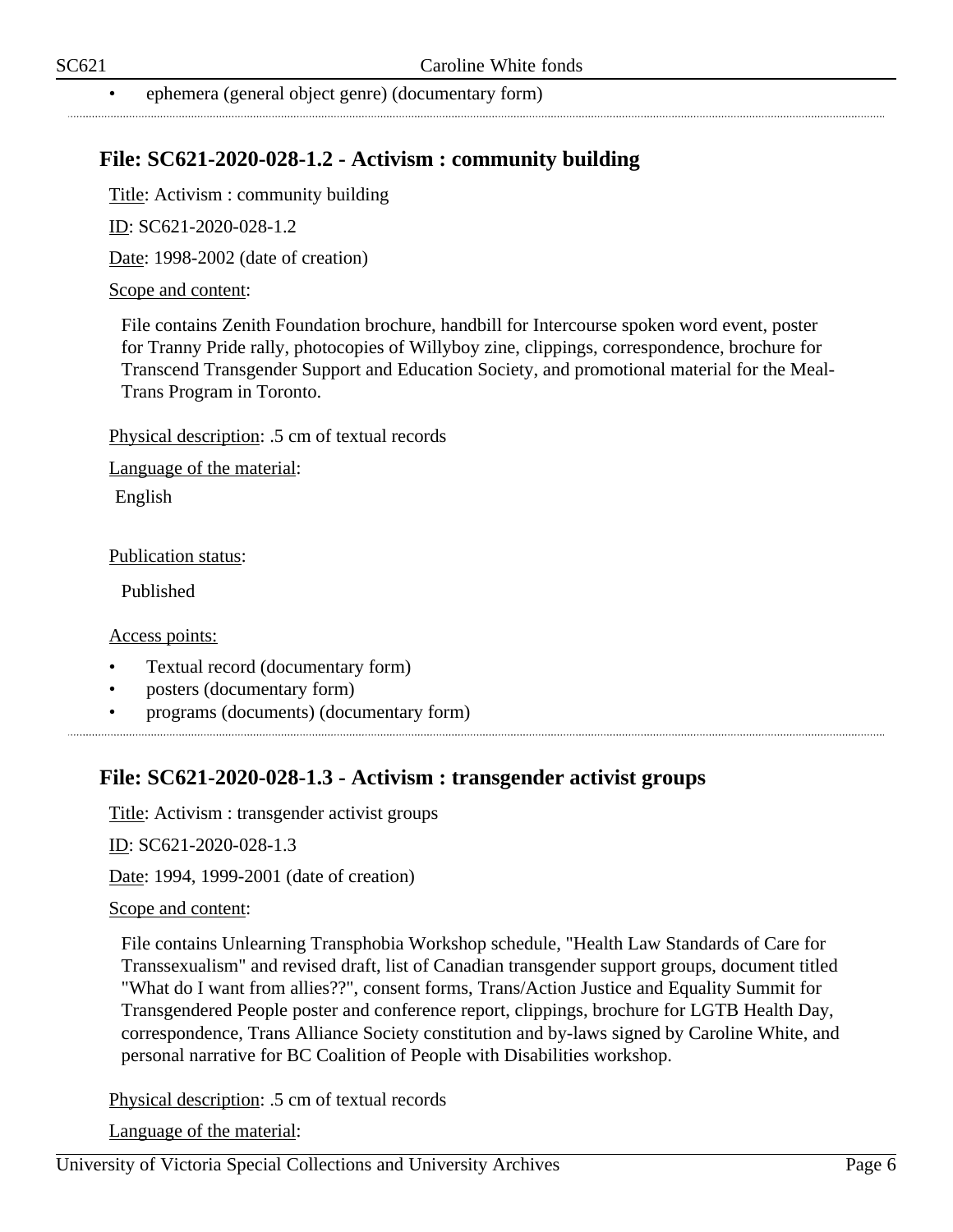- ephemera (general object genre) (documentary form)

## File: SC621-2020-028-1.2 - Activism : community building

Title: Activism : community building

ID: SC621-2020-028-1.2

Date: 1998-2002 (date of creation)

Scope and content:

File contains Zenith Foundation brochure, handbill for Intercourse spoken word event, poster for Tranny Pride rally, photocopies of Willyboy zine, clippings, correspondence, brochure for Transcend Transgender Support and Education Society, and promotional material for the Meal-Trans Program in Toronto.

Physical description: .5 cm of textual records

Language of the material:

English

Publication status:

Published

Access points:

- Textual record (documentary form)
- posters (documentary form)
- programs (documents) (documentary form)

## File: SC621-2020-028-1.3 - Activism : transgender activist groups

Title: Activism : transgender activist groups

ID: SC621-2020-028-1.3

Date: 1994, 1999-2001 (date of creation)

Scope and content:

File contains Unlearning Transphobia Workshop schedule, "Health Law Standards of Care for Transsexualism" and revised draft, list of Canadian transgender support groups, document titled "What do I want from allies??", consent forms, Trans/Action Justice and Equality Summit for Transgendered People poster and conference report, clippings, brochure for LGTB Health Day, correspondence, Trans Alliance Society constitution and by-laws signed by Caroline White, and personal narrative for BC Coalition of People with Disabilities workshop.

Physical description: .5 cm of textual records

Language of the material: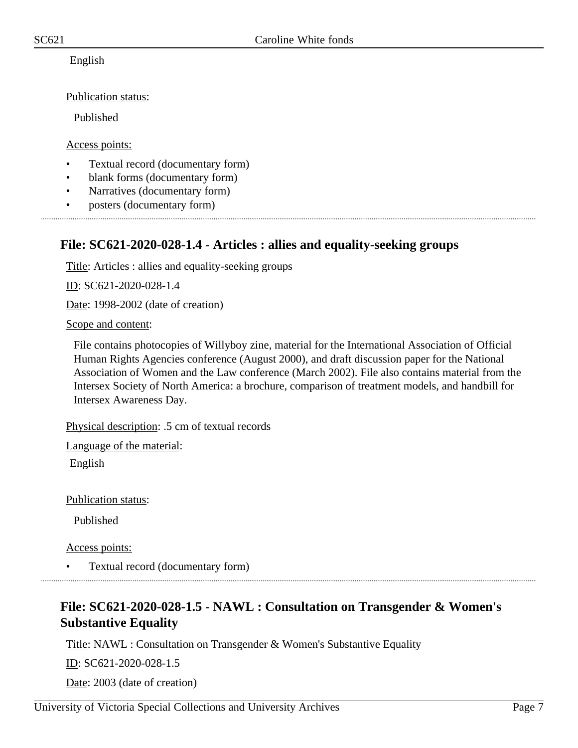English

Publication status:

Published

Access points:

- Textual record (documentary form)
- blank forms (documentary form)
- Narratives (documentary form)
- posters (documentary form)

---

## File: SC621-2020-028-1.4 - Articles : allies and equality-seeking groups

Title: Articles : allies and equality-seeking groups

ID: SC621-2020-028-1.4

Date: 1998-2002 (date of creation)

Scope and content:

File contains photocopies of Willyboy zine, material for the International Association of Official Human Rights Agencies conference (August 2000), and draft discussion paper for the National Association of Women and the Law conference (March 2002). File also contains material from the Intersex Society of North America: a brochure, comparison of treatment models, and handbill for Intersex Awareness Day.

Physical description: .5 cm of textual records

Language of the material:

English

Publication status:

Published

Access points:

- Textual record (documentary form)

---

## File: SC621-2020-028-1.5 - NAWL : Consultation on Transgender & Women's Substantive Equality

Title: NAWL : Consultation on Transgender & Women's Substantive Equality

ID: SC621-2020-028-1.5

Date: 2003 (date of creation)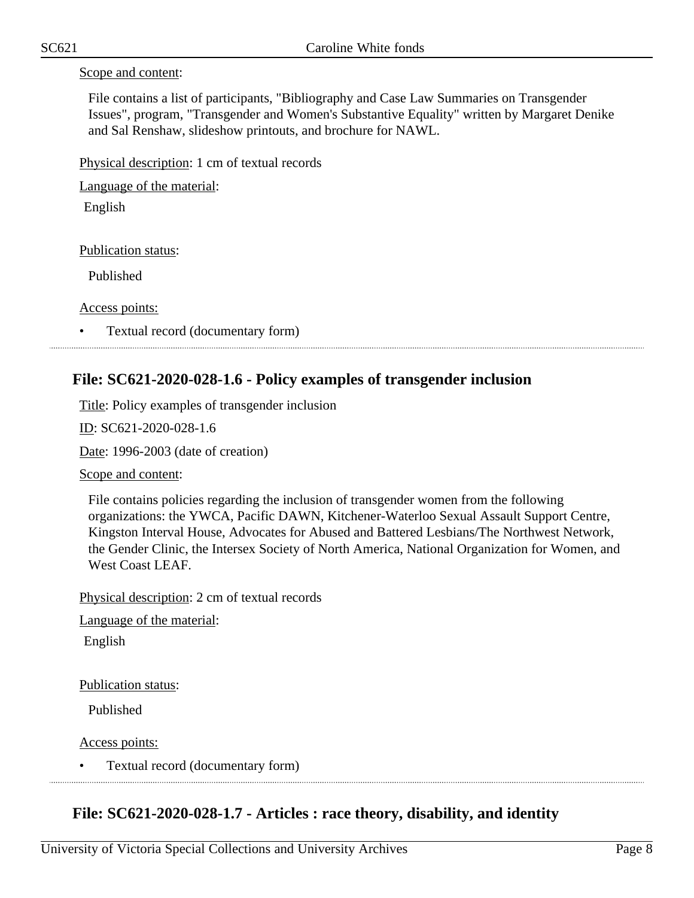Scope and content:

File contains a list of participants, "Bibliography and Case Law Summaries on Transgender Issues", program, "Transgender and Women's Substantive Equality" written by Margaret Denike and Sal Renshaw, slideshow printouts, and brochure for NAWL.

Physical description: 1 cm of textual records

Language of the material:

English

Publication status:

Published

Access points:

- Textual record (documentary form)

## File: SC621-2020-028-1.6 - Policy examples of transgender inclusion

Title: Policy examples of transgender inclusion

ID: SC621-2020-028-1.6

Date: 1996-2003 (date of creation)

Scope and content:

File contains policies regarding the inclusion of transgender women from the following organizations: the YWCA, Pacific DAWN, Kitchener-Waterloo Sexual Assault Support Centre, Kingston Interval House, Advocates for Abused and Battered Lesbians/The Northwest Network, the Gender Clinic, the Intersex Society of North America, National Organization for Women, and West Coast LEAF.

Physical description: 2 cm of textual records

Language of the material:

English

Publication status:

Published

Access points:

- Textual record (documentary form)

## File: SC621-2020-028-1.7 - Articles : race theory, disability, and identity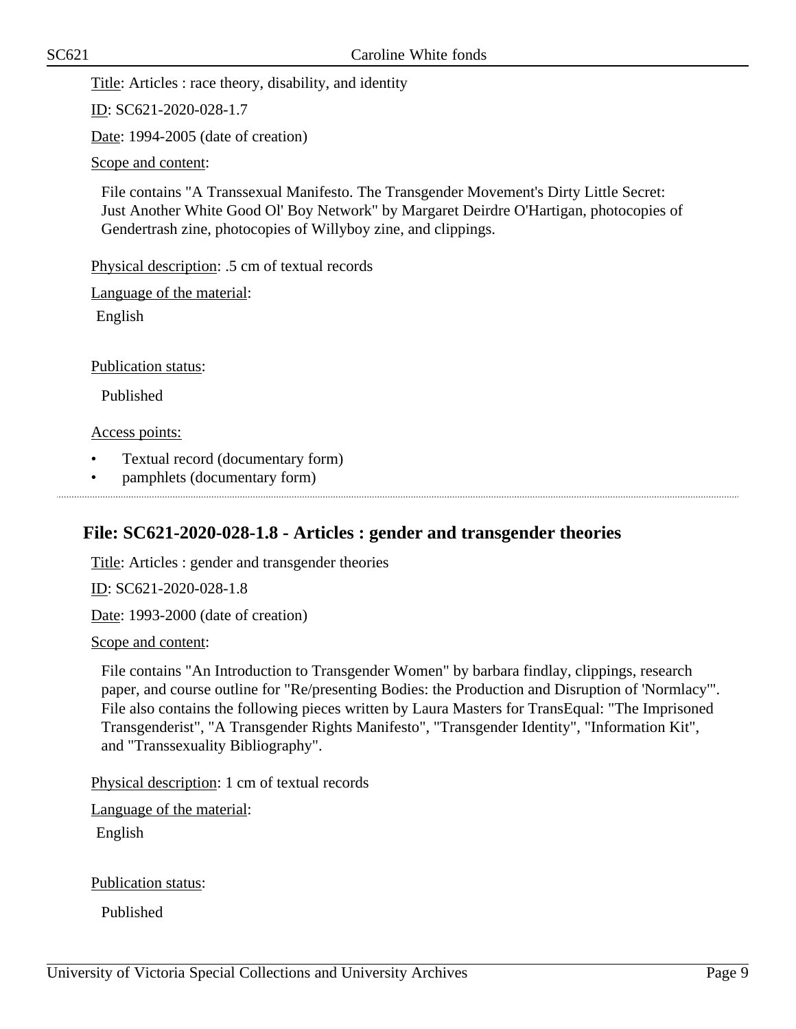Title: Articles : race theory, disability, and identity

ID: SC621-2020-028-1.7

Date: 1994-2005 (date of creation)

Scope and content:

File contains "A Transsexual Manifesto. The Transgender Movement's Dirty Little Secret: Just Another White Good Ol' Boy Network" by Margaret Deirdre O'Hartigan, photocopies of Gendertrash zine, photocopies of Willyboy zine, and clippings.

Physical description: .5 cm of textual records

Language of the material:

English

Publication status:

Published

Access points:

- Textual record (documentary form)
- pamphlets (documentary form)

## File: SC621-2020-028-1.8 - Articles : gender and transgender theories

Title: Articles : gender and transgender theories

ID: SC621-2020-028-1.8

Date: 1993-2000 (date of creation)

Scope and content:

File contains "An Introduction to Transgender Women" by barbara findlay, clippings, research paper, and course outline for "Re/presenting Bodies: the Production and Disruption of 'Normlacy'". File also contains the following pieces written by Laura Masters for TransEqual: "The Imprisoned Transgenderist", "A Transgender Rights Manifesto", "Transgender Identity", "Information Kit", and "Transsexuality Bibliography".

Physical description: 1 cm of textual records

Language of the material:

English

Publication status:

Published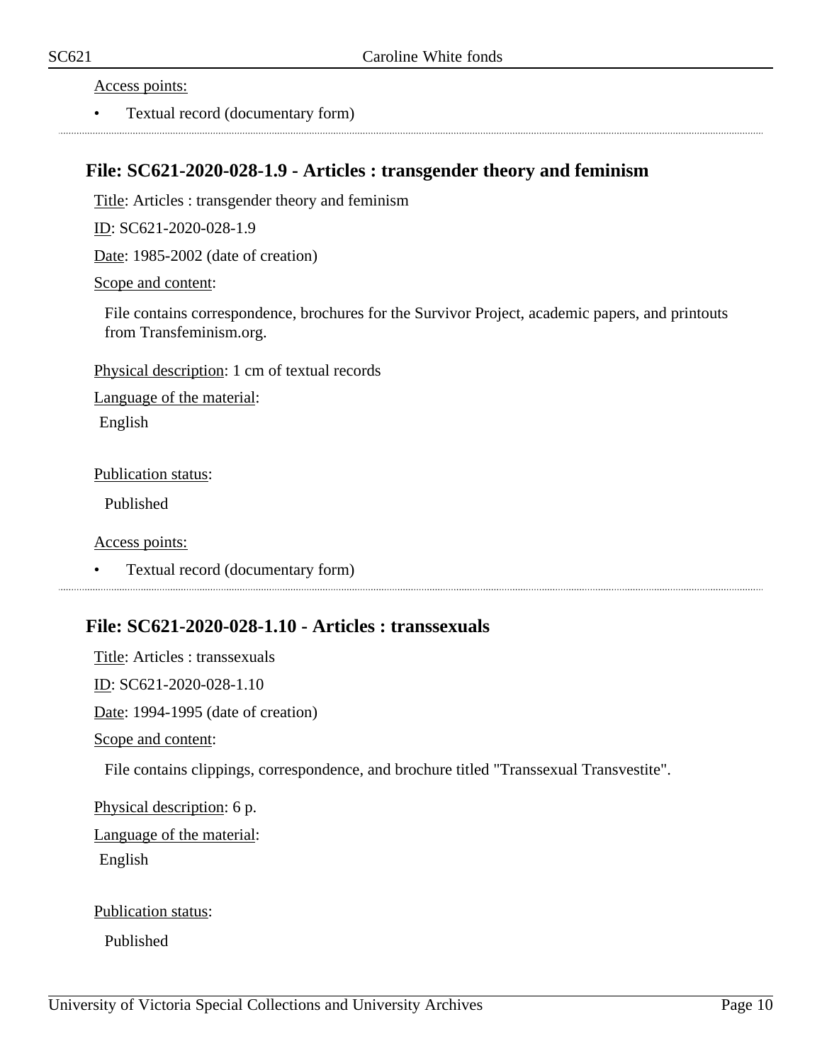Access points:

- Textual record (documentary form)

---

## File: SC621-2020-028-1.9 - Articles : transgender theory and feminism

Title: Articles : transgender theory and feminism

ID: SC621-2020-028-1.9

Date: 1985-2002 (date of creation)

Scope and content:

File contains correspondence, brochures for the Survivor Project, academic papers, and printouts from Transfeminism.org.

Physical description: 1 cm of textual records

Language of the material:

English

Publication status:

Published

Access points:

- Textual record (documentary form)

---

## File: SC621-2020-028-1.10 - Articles : transsexuals

Title: Articles : transsexuals

ID: SC621-2020-028-1.10

Date: 1994-1995 (date of creation)

Scope and content:

File contains clippings, correspondence, and brochure titled "Transsexual Transvestite".

Physical description: 6 p.

Language of the material:

English

Publication status:

Published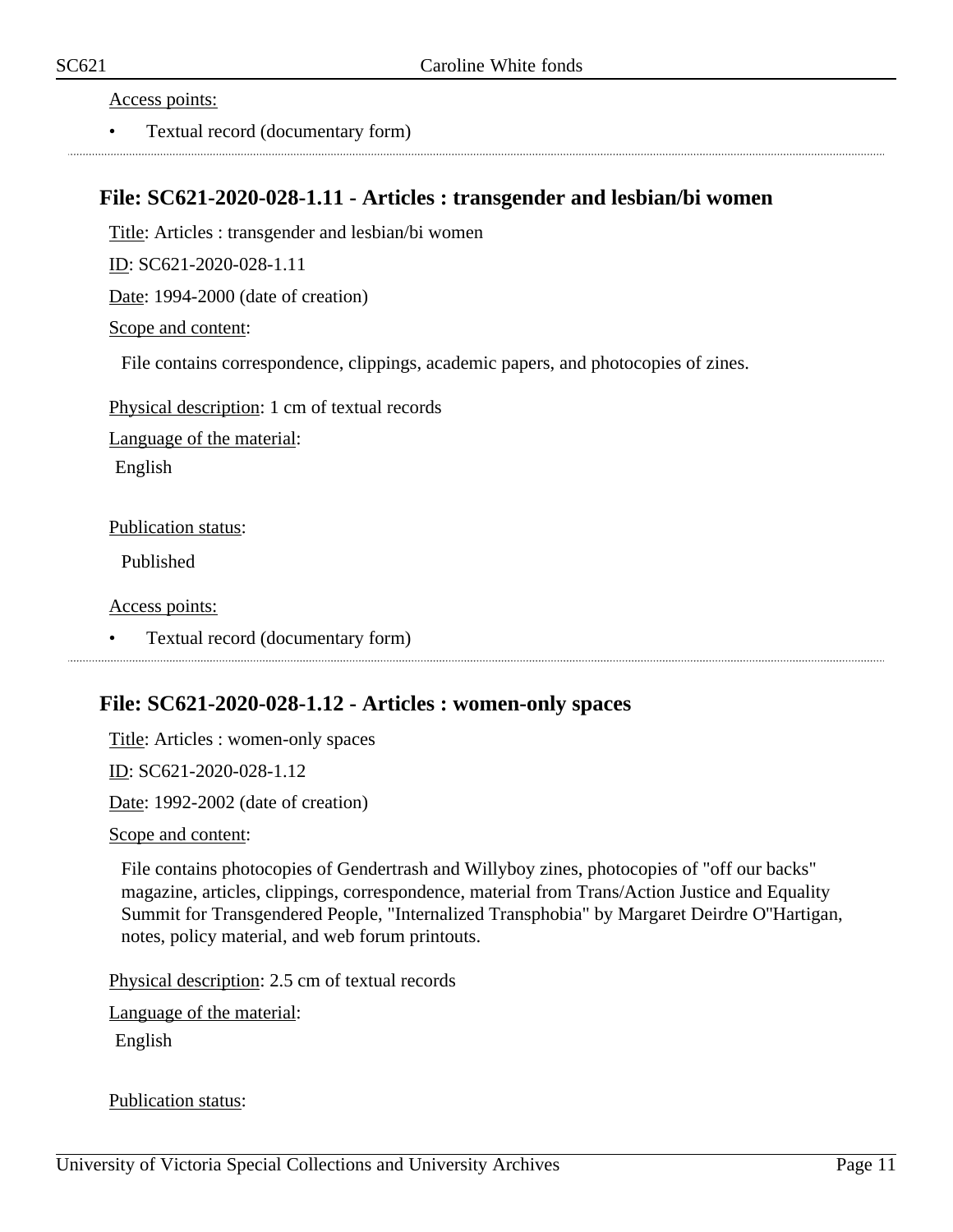Access points:

- Textual record (documentary form)

## File: SC621-2020-028-1.11 - Articles : transgender and lesbian/bi women

Title: Articles : transgender and lesbian/bi women

ID: SC621-2020-028-1.11

Date: 1994-2000 (date of creation)

Scope and content:

File contains correspondence, clippings, academic papers, and photocopies of zines.

Physical description: 1 cm of textual records

Language of the material:

English

Publication status:

Published

Access points:

- Textual record (documentary form)

## File: SC621-2020-028-1.12 - Articles : women-only spaces

Title: Articles : women-only spaces

ID: SC621-2020-028-1.12

Date: 1992-2002 (date of creation)

Scope and content:

File contains photocopies of Gendertrash and Willyboy zines, photocopies of "off our backs" magazine, articles, clippings, correspondence, material from Trans/Action Justice and Equality Summit for Transgendered People, "Internalized Transphobia" by Margaret Deirdre O''Hartigan, notes, policy material, and web forum printouts.

Physical description: 2.5 cm of textual records

Language of the material:

English

Publication status: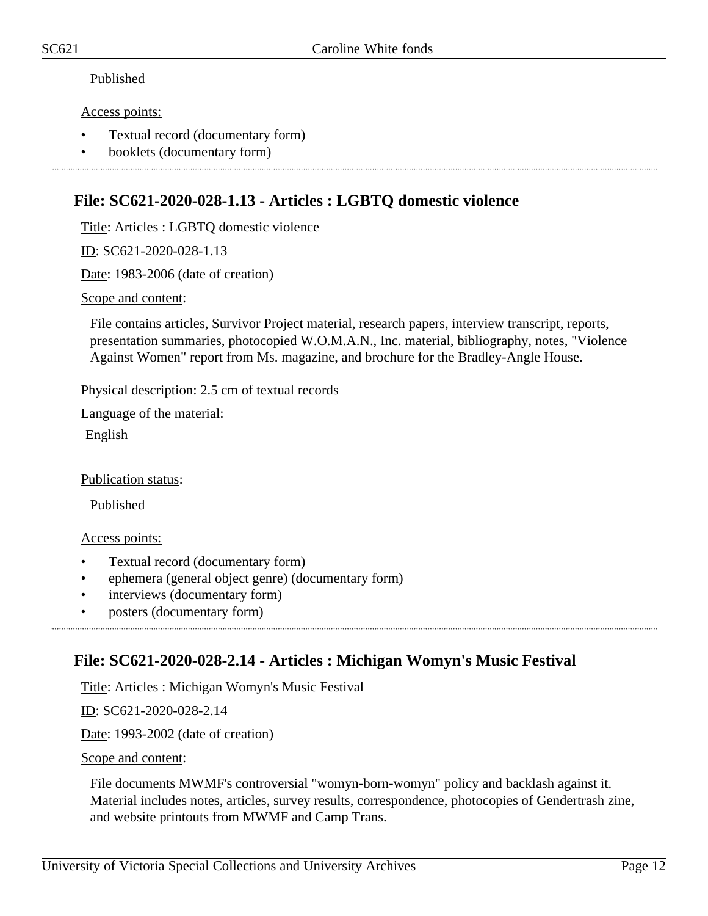Published

Access points:

- Textual record (documentary form)
- booklets (documentary form)

---

## File: SC621-2020-028-1.13 - Articles : LGBTQ domestic violence

Title: Articles : LGBTQ domestic violence

ID: SC621-2020-028-1.13

Date: 1983-2006 (date of creation)

Scope and content:

File contains articles, Survivor Project material, research papers, interview transcript, reports, presentation summaries, photocopied W.O.M.A.N., Inc. material, bibliography, notes, "Violence Against Women" report from Ms. magazine, and brochure for the Bradley-Angle House.

Physical description: 2.5 cm of textual records

Language of the material:

English

Publication status:

Published

Access points:

- Textual record (documentary form)
- ephemera (general object genre) (documentary form)
- interviews (documentary form)
- posters (documentary form)

---

## File: SC621-2020-028-2.14 - Articles : Michigan Womyn's Music Festival

Title: Articles : Michigan Womyn's Music Festival

ID: SC621-2020-028-2.14

Date: 1993-2002 (date of creation)

Scope and content:

File documents MWMF's controversial "womyn-born-womyn" policy and backlash against it. Material includes notes, articles, survey results, correspondence, photocopies of Gendertrash zine, and website printouts from MWMF and Camp Trans.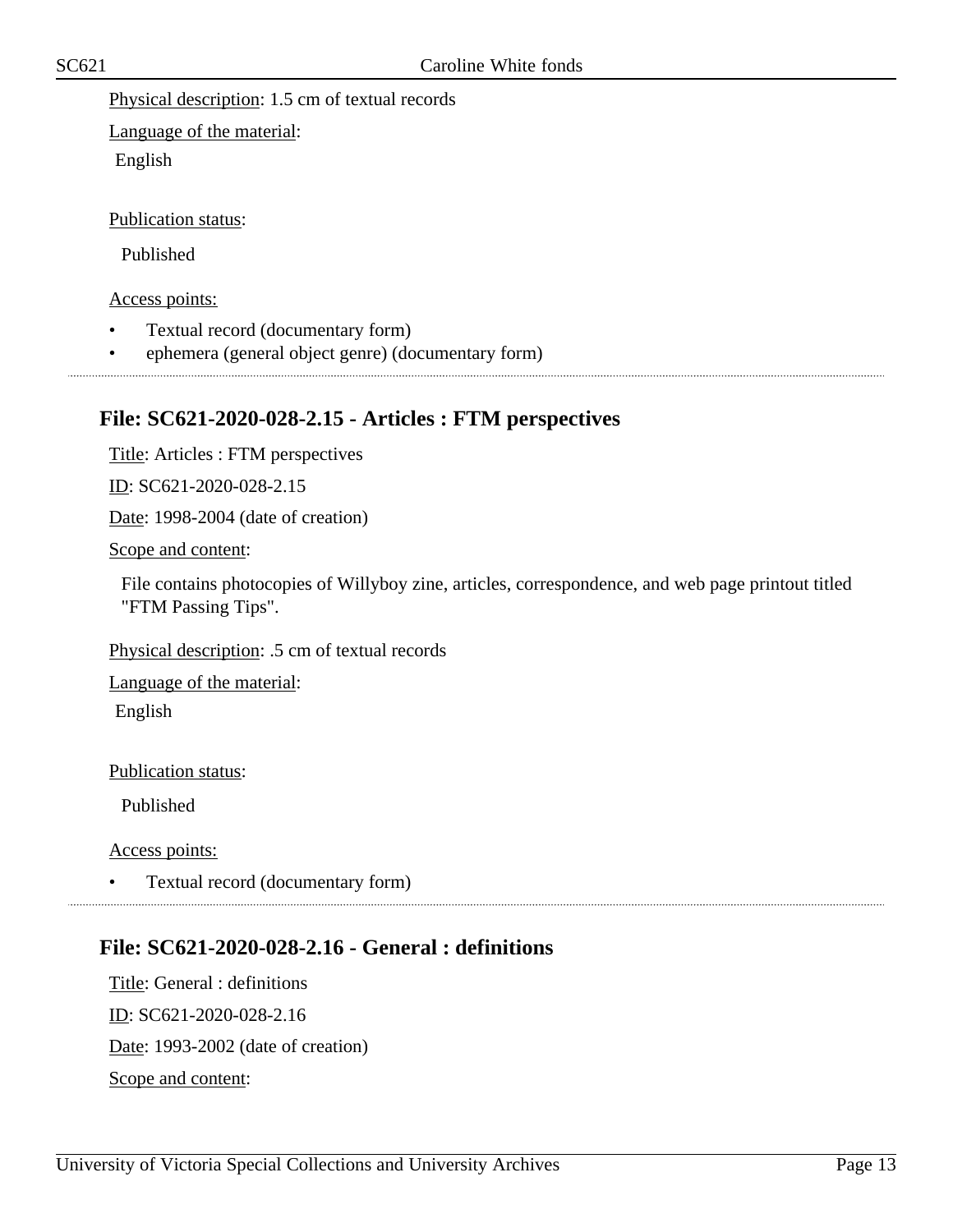Physical description: 1.5 cm of textual records

Language of the material:

English

Publication status:

Published

Access points:

- Textual record (documentary form)
- ephemera (general object genre) (documentary form)

## File: SC621-2020-028-2.15 - Articles : FTM perspectives

Title: Articles : FTM perspectives

ID: SC621-2020-028-2.15

Date: 1998-2004 (date of creation)

Scope and content:

File contains photocopies of Willyboy zine, articles, correspondence, and web page printout titled "FTM Passing Tips".

Physical description: .5 cm of textual records

Language of the material:

English

Publication status:

Published

Access points:

- Textual record (documentary form)

## File: SC621-2020-028-2.16 - General : definitions

Title: General : definitions

ID: SC621-2020-028-2.16

Date: 1993-2002 (date of creation)

Scope and content: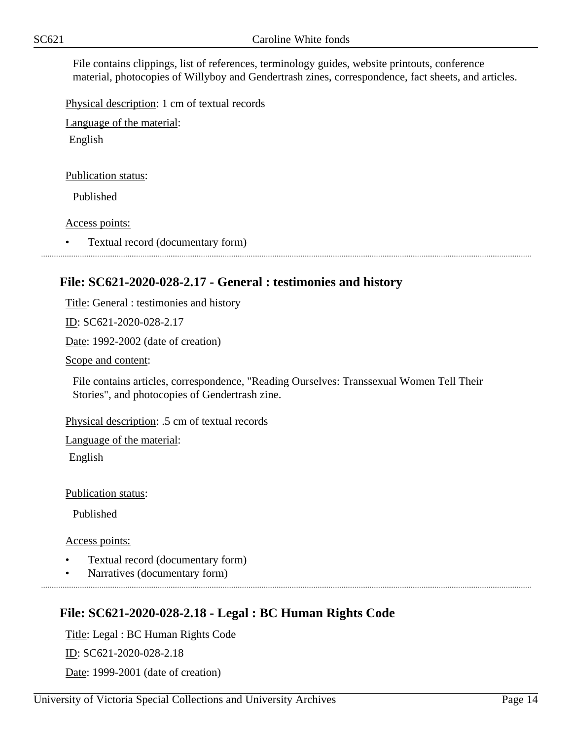File contains clippings, list of references, terminology guides, website printouts, conference material, photocopies of Willyboy and Gendertrash zines, correspondence, fact sheets, and articles.

Physical description: 1 cm of textual records

Language of the material:

English

Publication status:

Published

Access points:

- Textual record (documentary form)

## File: SC621-2020-028-2.17 - General : testimonies and history

Title: General : testimonies and history

ID: SC621-2020-028-2.17

Date: 1992-2002 (date of creation)

Scope and content:

File contains articles, correspondence, "Reading Ourselves: Transsexual Women Tell Their Stories", and photocopies of Gendertrash zine.

Physical description: .5 cm of textual records

Language of the material:

English

Publication status:

Published

Access points:

- Textual record (documentary form)
- Narratives (documentary form)

## File: SC621-2020-028-2.18 - Legal : BC Human Rights Code

Title: Legal : BC Human Rights Code

ID: SC621-2020-028-2.18

Date: 1999-2001 (date of creation)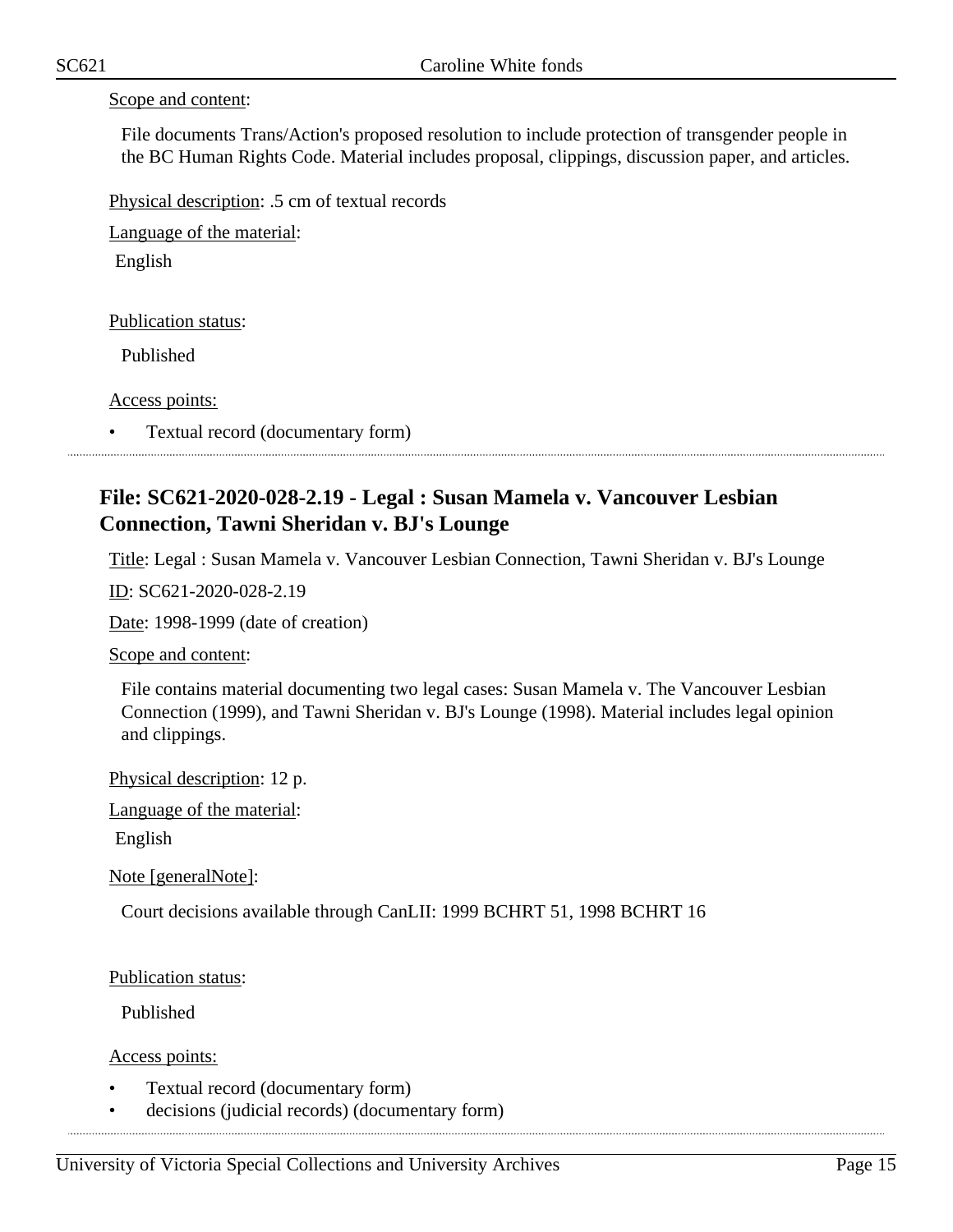Scope and content:

File documents Trans/Action's proposed resolution to include protection of transgender people in the BC Human Rights Code. Material includes proposal, clippings, discussion paper, and articles.

Physical description: .5 cm of textual records

Language of the material:

English

Publication status:

Published

Access points:

- Textual record (documentary form)

---

### File: SC621-2020-028-2.19 - Legal : Susan Mamela v. Vancouver Lesbian Connection, Tawni Sheridan v. BJ's Lounge

Title: Legal : Susan Mamela v. Vancouver Lesbian Connection, Tawni Sheridan v. BJ's Lounge

ID: SC621-2020-028-2.19

Date: 1998-1999 (date of creation)

Scope and content:

File contains material documenting two legal cases: Susan Mamela v. The Vancouver Lesbian Connection (1999), and Tawni Sheridan v. BJ's Lounge (1998). Material includes legal opinion and clippings.

Physical description: 12 p.

Language of the material:

English

Note [generalNote]:

Court decisions available through CanLII: 1999 BCHRT 51, 1998 BCHRT 16

Publication status:

Published

Access points:

- Textual record (documentary form)
- decisions (judicial records) (documentary form)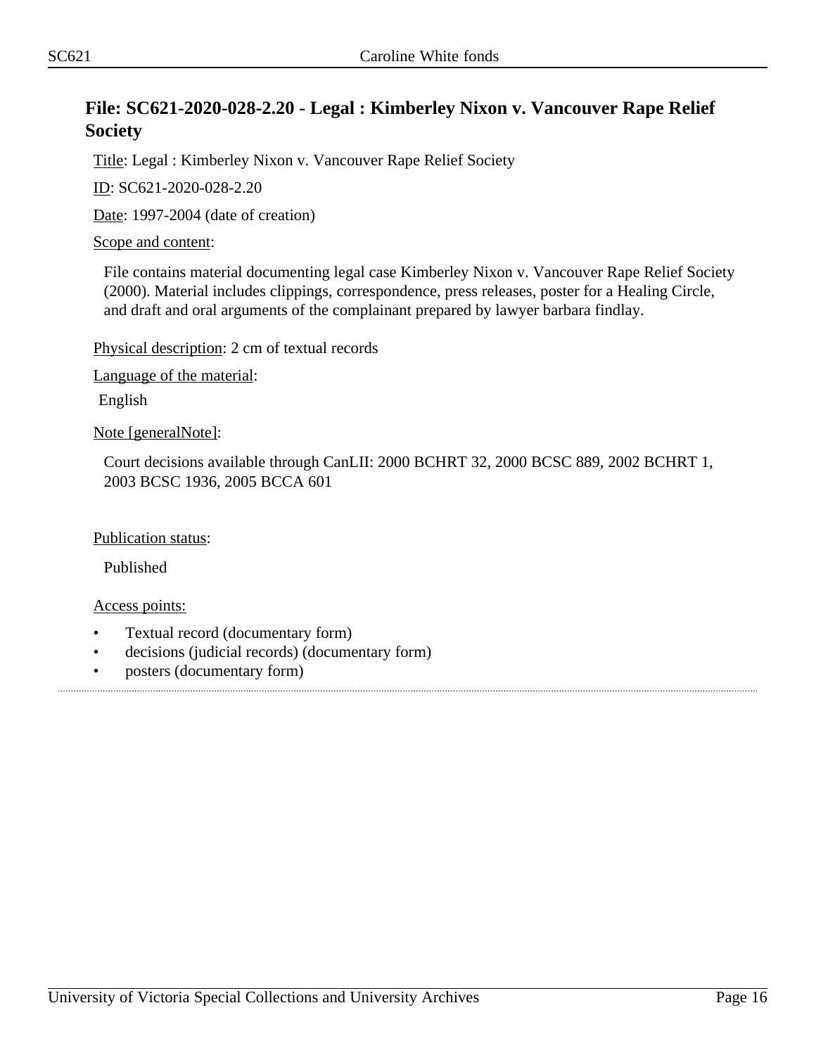## File: SC621-2020-028-2.20 - Legal : Kimberley Nixon v. Vancouver Rape Relief Society

Title: Legal : Kimberley Nixon v. Vancouver Rape Relief Society

ID: SC621-2020-028-2.20

Date: 1997-2004 (date of creation)

Scope and content:

File contains material documenting legal case Kimberley Nixon v. Vancouver Rape Relief Society (2000). Material includes clippings, correspondence, press releases, poster for a Healing Circle, and draft and oral arguments of the complainant prepared by lawyer barbara findlay.

Physical description: 2 cm of textual records

Language of the material:

English

Note [generalNote]:

Court decisions available through CanLII: 2000 BCHRT 32, 2000 BCSC 889, 2002 BCHRT 1, 2003 BCSC 1936, 2005 BCCA 601

Publication status:

Published

Access points:

- Textual record (documentary form)
- decisions (judicial records) (documentary form)
- posters (documentary form)